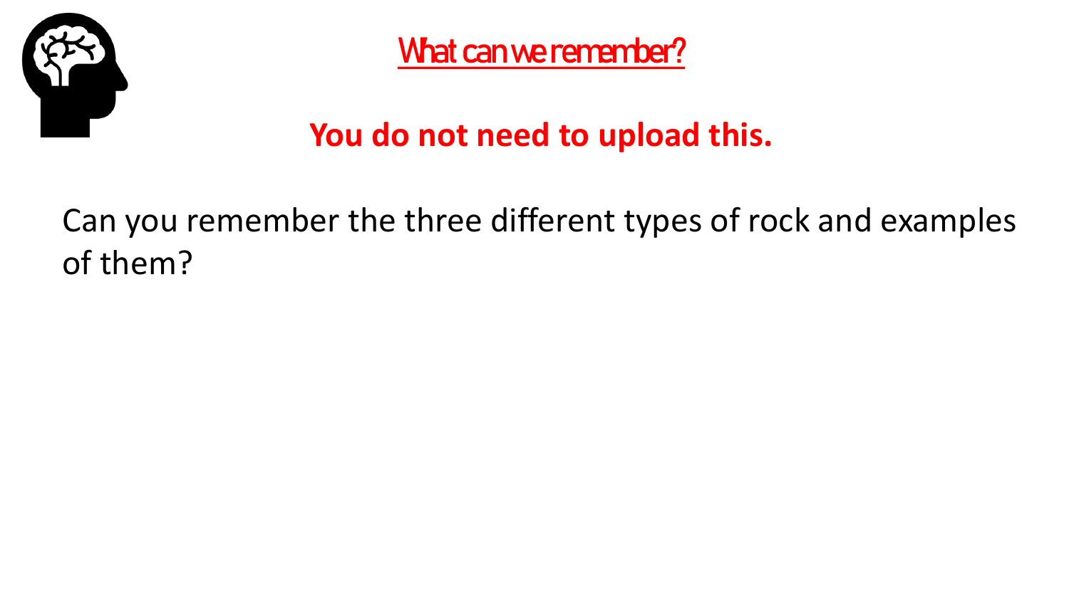# What can we remember?

**You do not need to upload this.**

Can you remember the three different types of rock and examples of them?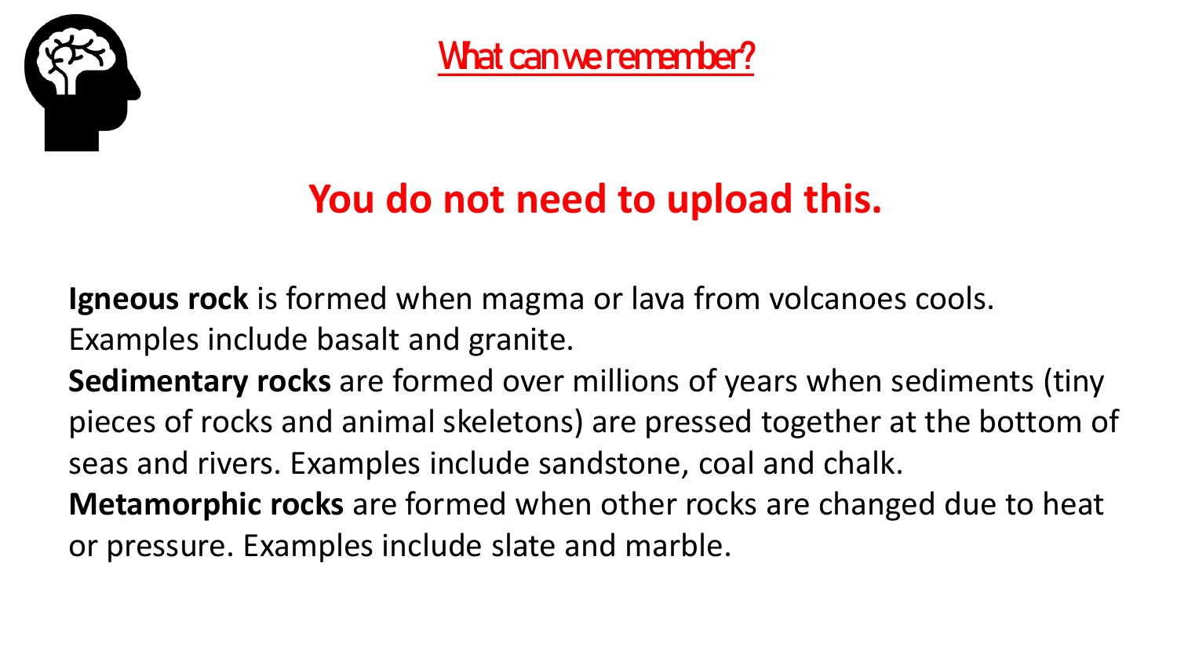# What can we remember?

## You do not need to upload this.

**Igneous rock** is formed when magma or lava from volcanoes cools. Examples include basalt and granite.

**Sedimentary rocks** are formed over millions of years when sediments (tiny pieces of rocks and animal skeletons) are pressed together at the bottom of seas and rivers. Examples include sandstone, coal and chalk.

**Metamorphic rocks** are formed when other rocks are changed due to heat or pressure. Examples include slate and marble.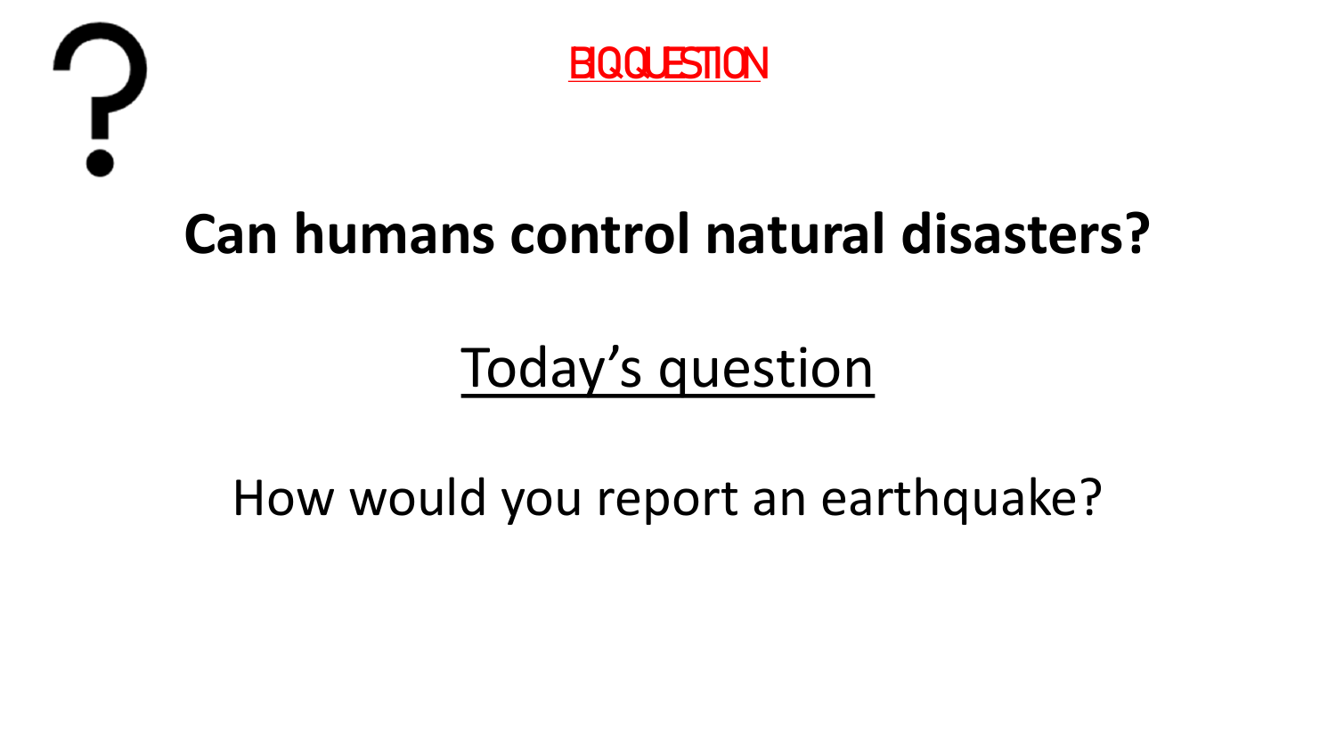BIG QUESTION

# Can humans control natural disasters?

## Today's question

How would you report an earthquake?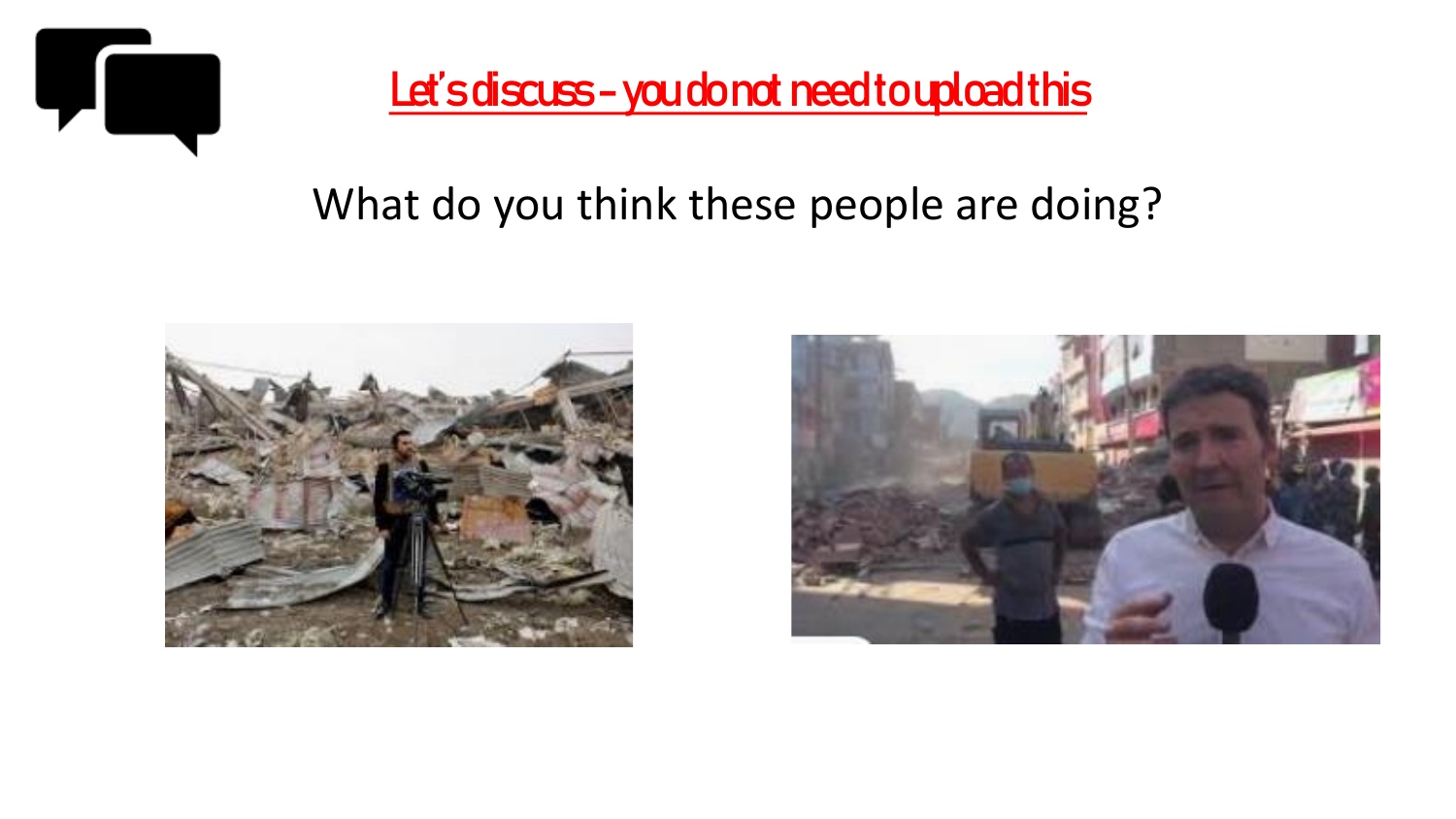## Let's discuss – you do not need to upload this

What do you think these people are doing?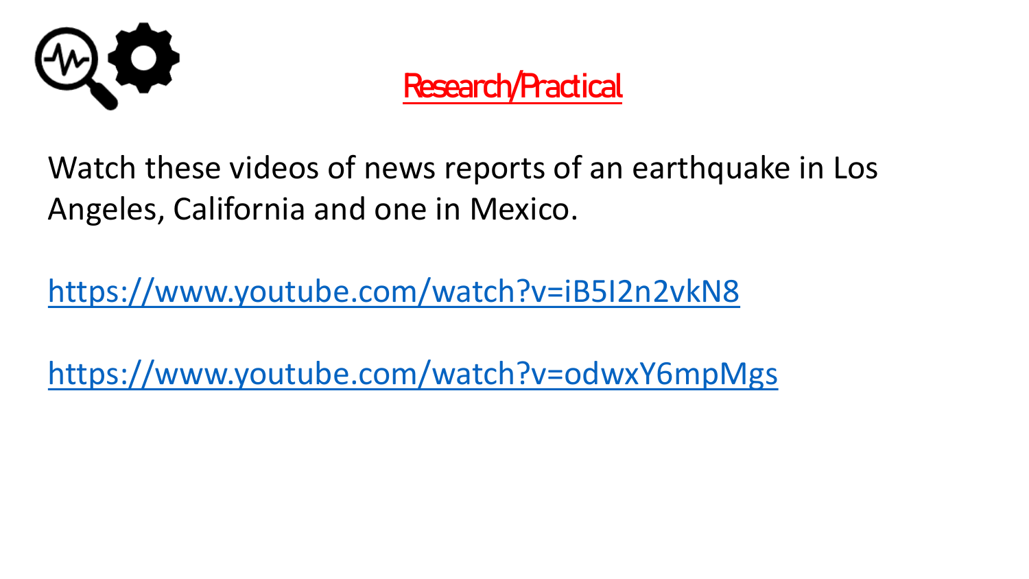## Research/Practical

Watch these videos of news reports of an earthquake in Los Angeles, California and one in Mexico.

https://www.youtube.com/watch?v=iB5I2n2vkN8

https://www.youtube.com/watch?v=odwxY6mpMgs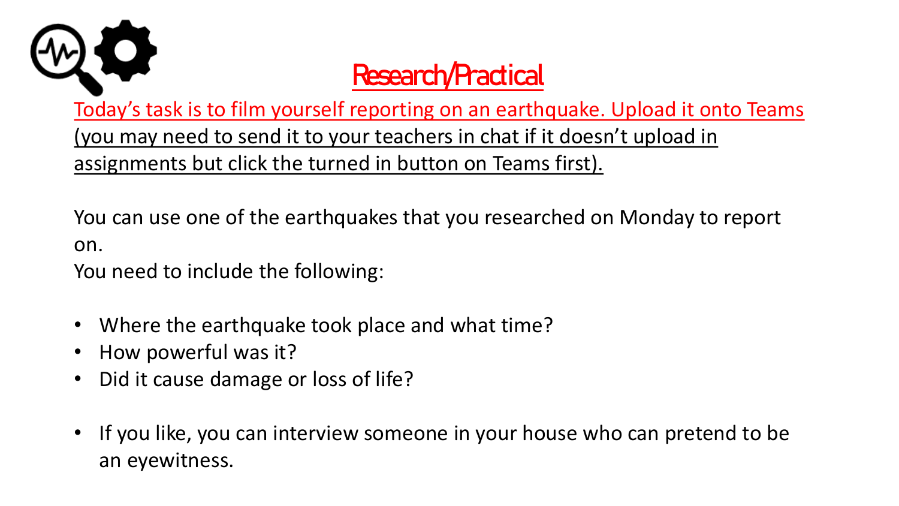# Research/Practical

Today's task is to film yourself reporting on an earthquake. Upload it onto Teams (you may need to send it to your teachers in chat if it doesn't upload in assignments but click the turned in button on Teams first).

You can use one of the earthquakes that you researched on Monday to report on.

You need to include the following:

- Where the earthquake took place and what time?
- How powerful was it?
- Did it cause damage or loss of life?

- If you like, you can interview someone in your house who can pretend to be an eyewitness.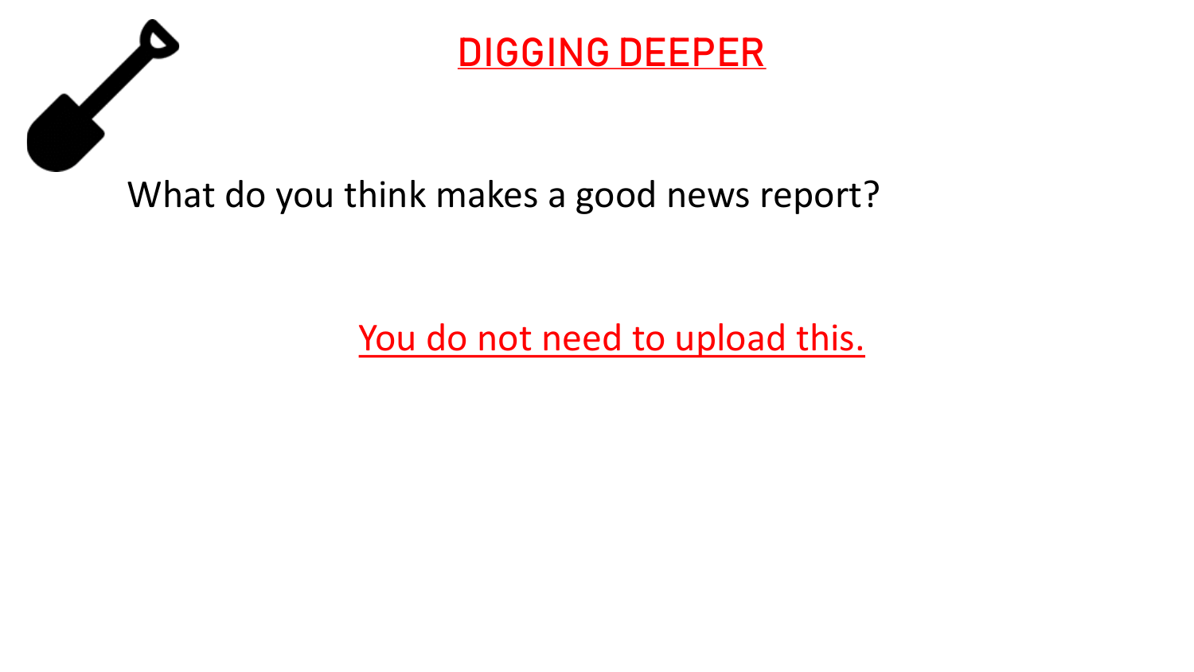# DIGGING DEEPER

What do you think makes a good news report?

You do not need to upload this.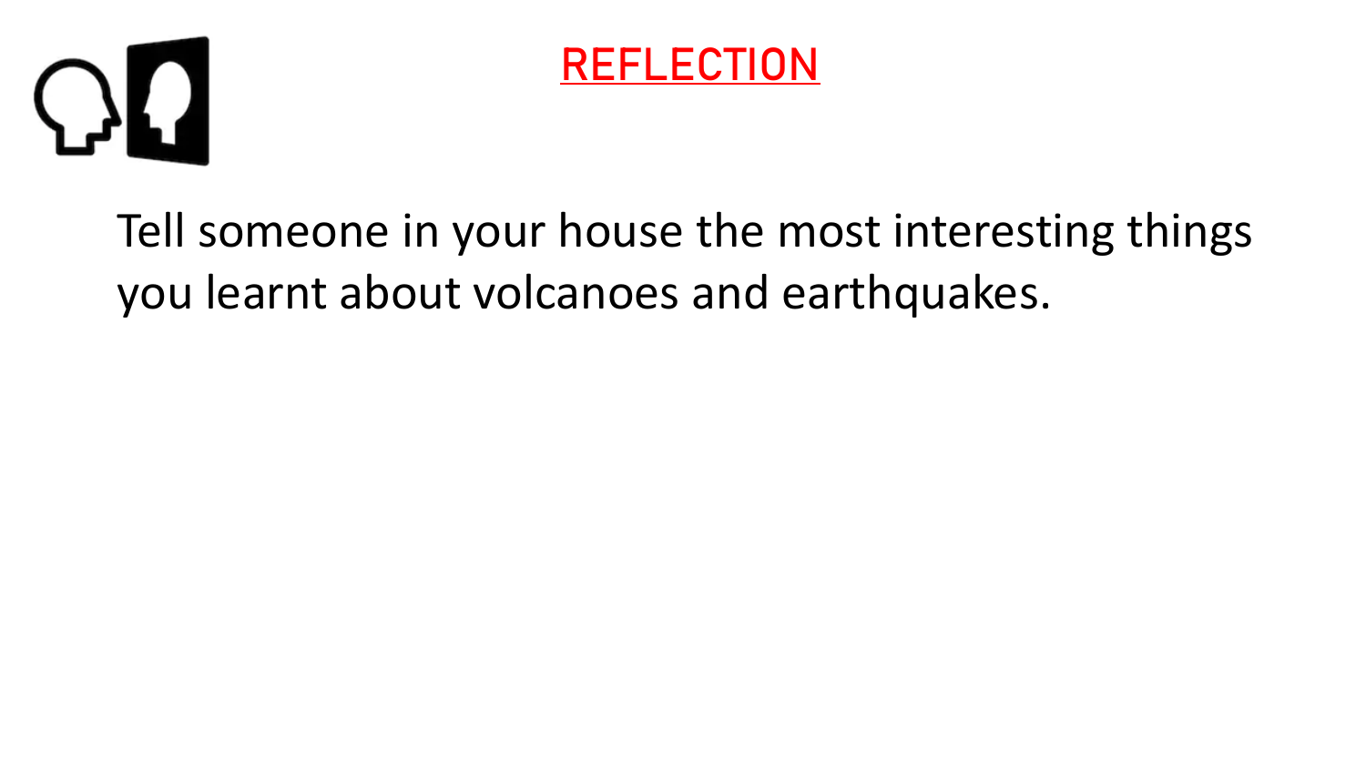# REFLECTION

Tell someone in your house the most interesting things you learnt about volcanoes and earthquakes.